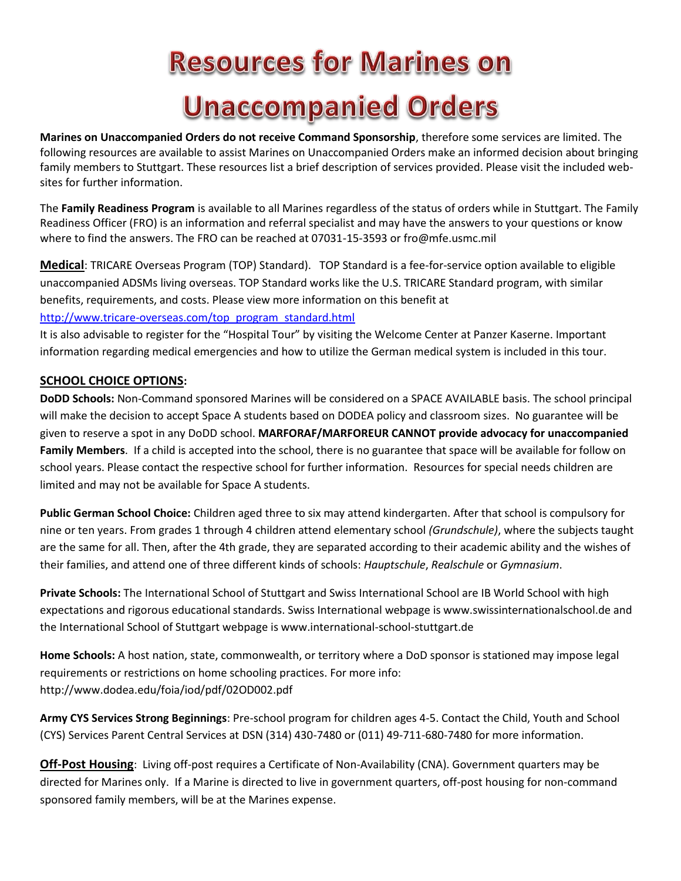# Resources for Marines on Unaccompanied Orders

**Marines on Unaccompanied Orders do not receive Command Sponsorship**, therefore some services are limited. The following resources are available to assist Marines on Unaccompanied Orders make an informed decision about bringing family members to Stuttgart. These resources list a brief description of services provided. Please visit the included web-sites for further information.

The **Family Readiness Program** is available to all Marines regardless of the status of orders while in Stuttgart. The Family Readiness Officer (FRO) is an information and referral specialist and may have the answers to your questions or know where to find the answers. The FRO can be reached at 07031-15-3593 or fro@mfe.usmc.mil

**Medical**: TRICARE Overseas Program (TOP) Standard). TOP Standard is a fee-for-service option available to eligible unaccompanied ADSMs living overseas. TOP Standard works like the U.S. TRICARE Standard program, with similar benefits, requirements, and costs. Please view more information on this benefit at http://www.tricare-overseas.com/top_program_standard.html

It is also advisable to register for the "Hospital Tour" by visiting the Welcome Center at Panzer Kaserne. Important information regarding medical emergencies and how to utilize the German medical system is included in this tour.

**SCHOOL CHOICE OPTIONS:**

**DoDD Schools:** Non-Command sponsored Marines will be considered on a SPACE AVAILABLE basis. The school principal will make the decision to accept Space A students based on DODEA policy and classroom sizes. No guarantee will be given to reserve a spot in any DoDD school. **MARFORAF/MARFOREUR CANNOT provide advocacy for unaccompanied Family Members**. If a child is accepted into the school, there is no guarantee that space will be available for follow on school years. Please contact the respective school for further information. Resources for special needs children are limited and may not be available for Space A students.

**Public German School Choice:** Children aged three to six may attend kindergarten. After that school is compulsory for nine or ten years. From grades 1 through 4 children attend elementary school *(Grundschule)*, where the subjects taught are the same for all. Then, after the 4th grade, they are separated according to their academic ability and the wishes of their families, and attend one of three different kinds of schools: *Hauptschule*, *Realschule* or *Gymnasium*.

**Private Schools:** The International School of Stuttgart and Swiss International School are IB World School with high expectations and rigorous educational standards. Swiss International webpage is www.swissinternationalschool.de and the International School of Stuttgart webpage is www.international-school-stuttgart.de

**Home Schools:** A host nation, state, commonwealth, or territory where a DoD sponsor is stationed may impose legal requirements or restrictions on home schooling practices. For more info: http://www.dodea.edu/foia/iod/pdf/02OD002.pdf

**Army CYS Services Strong Beginnings**: Pre-school program for children ages 4-5. Contact the Child, Youth and School (CYS) Services Parent Central Services at DSN (314) 430-7480 or (011) 49-711-680-7480 for more information.

**Off-Post Housing**: Living off-post requires a Certificate of Non-Availability (CNA). Government quarters may be directed for Marines only. If a Marine is directed to live in government quarters, off-post housing for non-command sponsored family members, will be at the Marines expense.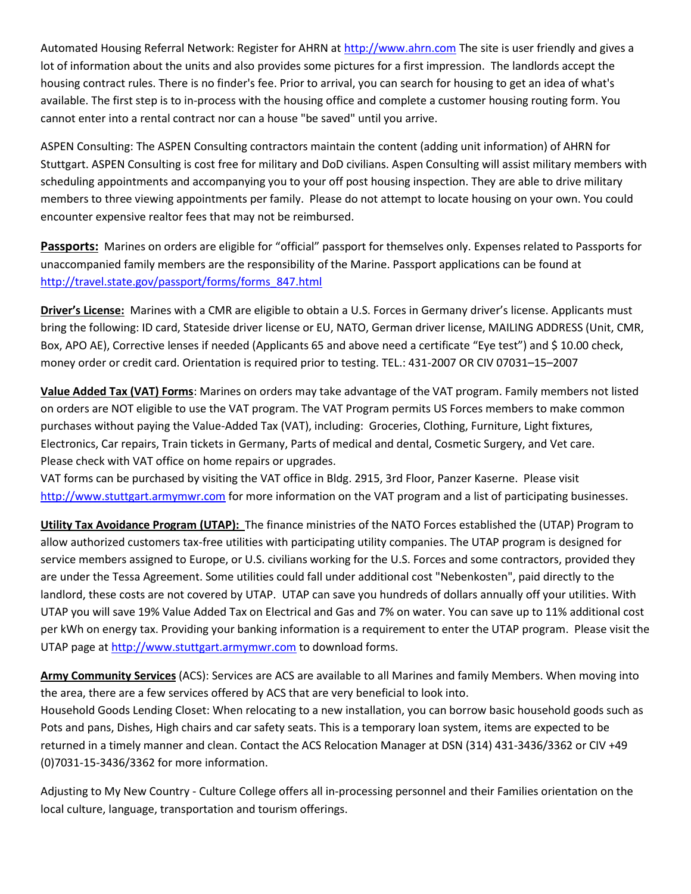Automated Housing Referral Network: Register for AHRN at http://www.ahrn.com The site is user friendly and gives a lot of information about the units and also provides some pictures for a first impression. The landlords accept the housing contract rules. There is no finder's fee. Prior to arrival, you can search for housing to get an idea of what's available. The first step is to in-process with the housing office and complete a customer housing routing form. You cannot enter into a rental contract nor can a house "be saved" until you arrive.

ASPEN Consulting: The ASPEN Consulting contractors maintain the content (adding unit information) of AHRN for Stuttgart. ASPEN Consulting is cost free for military and DoD civilians. Aspen Consulting will assist military members with scheduling appointments and accompanying you to your off post housing inspection. They are able to drive military members to three viewing appointments per family. Please do not attempt to locate housing on your own. You could encounter expensive realtor fees that may not be reimbursed.

**Passports:** Marines on orders are eligible for "official" passport for themselves only. Expenses related to Passports for unaccompanied family members are the responsibility of the Marine. Passport applications can be found at http://travel.state.gov/passport/forms/forms_847.html

**Driver's License:** Marines with a CMR are eligible to obtain a U.S. Forces in Germany driver's license. Applicants must bring the following: ID card, Stateside driver license or EU, NATO, German driver license, MAILING ADDRESS (Unit, CMR, Box, APO AE), Corrective lenses if needed (Applicants 65 and above need a certificate "Eye test") and $ 10.00 check, money order or credit card. Orientation is required prior to testing. TEL.: 431-2007 OR CIV 07031–15–2007

**Value Added Tax (VAT) Forms**: Marines on orders may take advantage of the VAT program. Family members not listed on orders are NOT eligible to use the VAT program. The VAT Program permits US Forces members to make common purchases without paying the Value-Added Tax (VAT), including: Groceries, Clothing, Furniture, Light fixtures, Electronics, Car repairs, Train tickets in Germany, Parts of medical and dental, Cosmetic Surgery, and Vet care. Please check with VAT office on home repairs or upgrades.
VAT forms can be purchased by visiting the VAT office in Bldg. 2915, 3rd Floor, Panzer Kaserne. Please visit http://www.stuttgart.armymwr.com for more information on the VAT program and a list of participating businesses.

**Utility Tax Avoidance Program (UTAP):** The finance ministries of the NATO Forces established the (UTAP) Program to allow authorized customers tax-free utilities with participating utility companies. The UTAP program is designed for service members assigned to Europe, or U.S. civilians working for the U.S. Forces and some contractors, provided they are under the Tessa Agreement. Some utilities could fall under additional cost "Nebenkosten", paid directly to the landlord, these costs are not covered by UTAP. UTAP can save you hundreds of dollars annually off your utilities. With UTAP you will save 19% Value Added Tax on Electrical and Gas and 7% on water. You can save up to 11% additional cost per kWh on energy tax. Providing your banking information is a requirement to enter the UTAP program. Please visit the UTAP page at http://www.stuttgart.armymwr.com to download forms.

**Army Community Services** (ACS): Services are ACS are available to all Marines and family Members. When moving into the area, there are a few services offered by ACS that are very beneficial to look into.
Household Goods Lending Closet: When relocating to a new installation, you can borrow basic household goods such as Pots and pans, Dishes, High chairs and car safety seats. This is a temporary loan system, items are expected to be returned in a timely manner and clean. Contact the ACS Relocation Manager at DSN (314) 431-3436/3362 or CIV +49 (0)7031-15-3436/3362 for more information.

Adjusting to My New Country - Culture College offers all in-processing personnel and their Families orientation on the local culture, language, transportation and tourism offerings.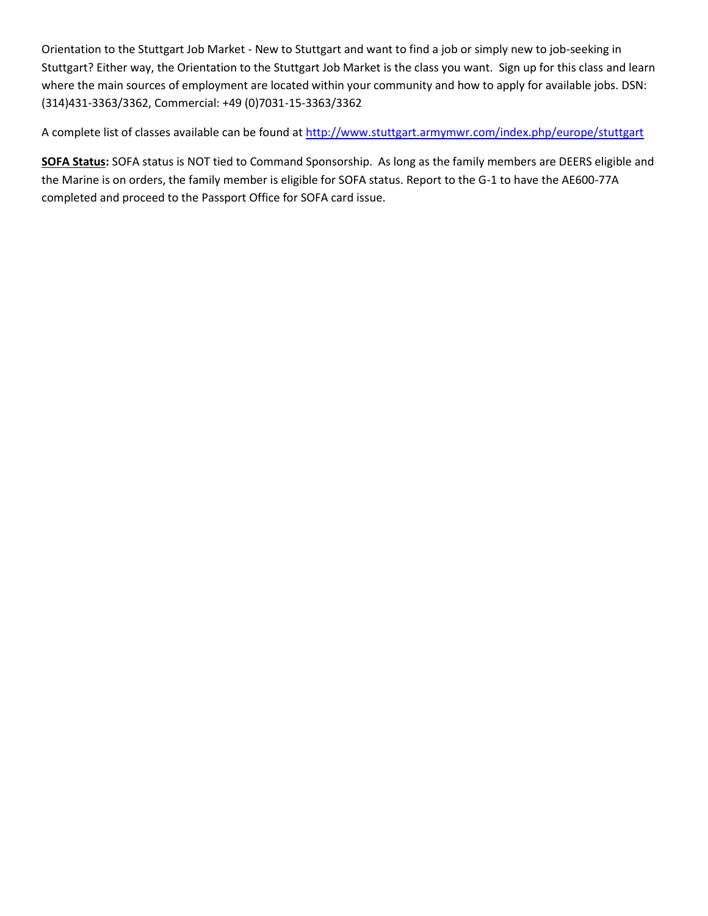Orientation to the Stuttgart Job Market - New to Stuttgart and want to find a job or simply new to job-seeking in Stuttgart? Either way, the Orientation to the Stuttgart Job Market is the class you want. Sign up for this class and learn where the main sources of employment are located within your community and how to apply for available jobs. DSN: (314)431-3363/3362, Commercial: +49 (0)7031-15-3363/3362

A complete list of classes available can be found at [http://www.stuttgart.armymwr.com/index.php/europe/stuttgart](http://www.stuttgart.armymwr.com/index.php/europe/stuttgart)

**SOFA Status:** SOFA status is NOT tied to Command Sponsorship. As long as the family members are DEERS eligible and the Marine is on orders, the family member is eligible for SOFA status. Report to the G-1 to have the AE600-77A completed and proceed to the Passport Office for SOFA card issue.